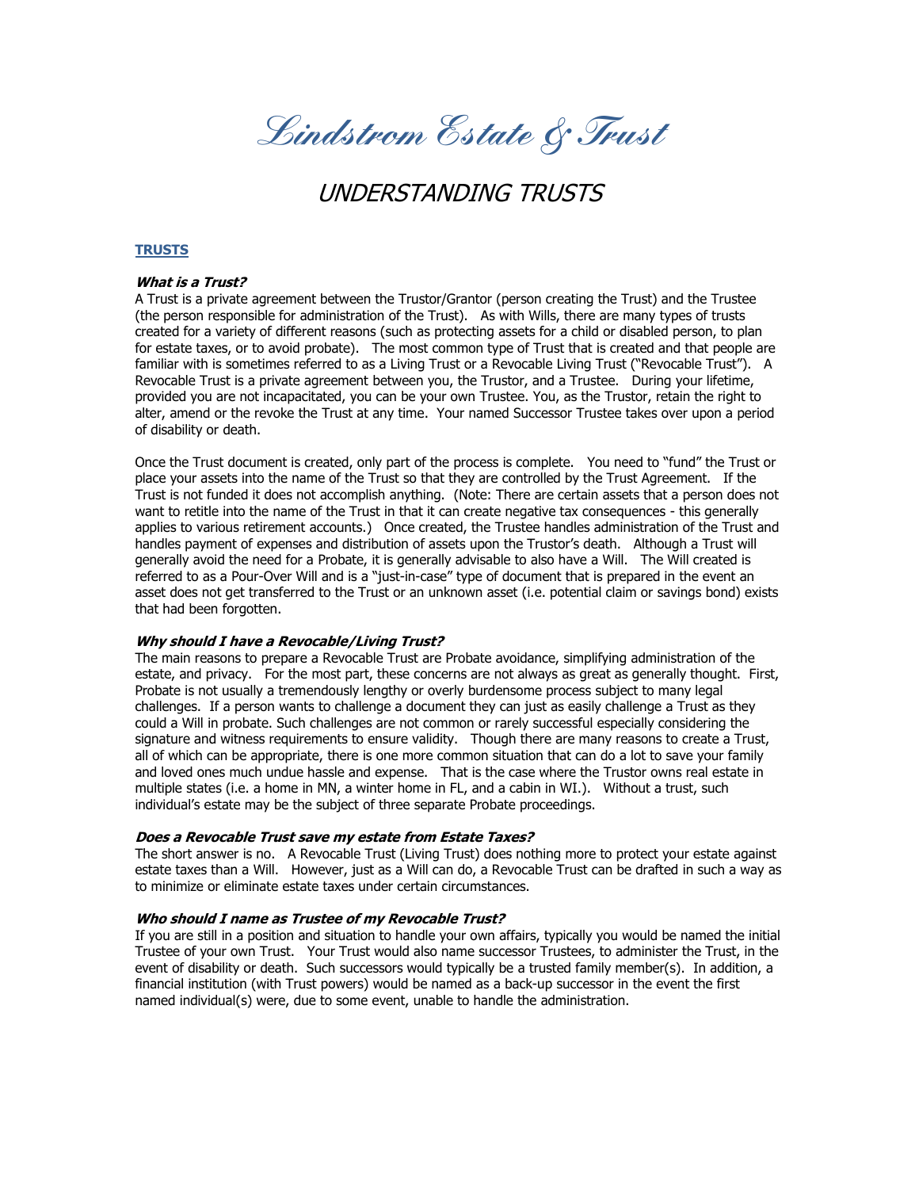# Lindstrom Estate & Trust

## UNDERSTANDING TRUSTS

### TRUSTS

***What is a Trust?***

A Trust is a private agreement between the Trustor/Grantor (person creating the Trust) and the Trustee (the person responsible for administration of the Trust). As with Wills, there are many types of trusts created for a variety of different reasons (such as protecting assets for a child or disabled person, to plan for estate taxes, or to avoid probate). The most common type of Trust that is created and that people are familiar with is sometimes referred to as a Living Trust or a Revocable Living Trust ("Revocable Trust"). A Revocable Trust is a private agreement between you, the Trustor, and a Trustee. During your lifetime, provided you are not incapacitated, you can be your own Trustee. You, as the Trustor, retain the right to alter, amend or the revoke the Trust at any time. Your named Successor Trustee takes over upon a period of disability or death.

Once the Trust document is created, only part of the process is complete. You need to "fund" the Trust or place your assets into the name of the Trust so that they are controlled by the Trust Agreement. If the Trust is not funded it does not accomplish anything. (Note: There are certain assets that a person does not want to retitle into the name of the Trust in that it can create negative tax consequences - this generally applies to various retirement accounts.) Once created, the Trustee handles administration of the Trust and handles payment of expenses and distribution of assets upon the Trustor's death. Although a Trust will generally avoid the need for a Probate, it is generally advisable to also have a Will. The Will created is referred to as a Pour-Over Will and is a "just-in-case" type of document that is prepared in the event an asset does not get transferred to the Trust or an unknown asset (i.e. potential claim or savings bond) exists that had been forgotten.

***Why should I have a Revocable/Living Trust?***

The main reasons to prepare a Revocable Trust are Probate avoidance, simplifying administration of the estate, and privacy. For the most part, these concerns are not always as great as generally thought. First, Probate is not usually a tremendously lengthy or overly burdensome process subject to many legal challenges. If a person wants to challenge a document they can just as easily challenge a Trust as they could a Will in probate. Such challenges are not common or rarely successful especially considering the signature and witness requirements to ensure validity. Though there are many reasons to create a Trust, all of which can be appropriate, there is one more common situation that can do a lot to save your family and loved ones much undue hassle and expense. That is the case where the Trustor owns real estate in multiple states (i.e. a home in MN, a winter home in FL, and a cabin in WI.). Without a trust, such individual's estate may be the subject of three separate Probate proceedings.

***Does a Revocable Trust save my estate from Estate Taxes?***

The short answer is no. A Revocable Trust (Living Trust) does nothing more to protect your estate against estate taxes than a Will. However, just as a Will can do, a Revocable Trust can be drafted in such a way as to minimize or eliminate estate taxes under certain circumstances.

***Who should I name as Trustee of my Revocable Trust?***

If you are still in a position and situation to handle your own affairs, typically you would be named the initial Trustee of your own Trust. Your Trust would also name successor Trustees, to administer the Trust, in the event of disability or death. Such successors would typically be a trusted family member(s). In addition, a financial institution (with Trust powers) would be named as a back-up successor in the event the first named individual(s) were, due to some event, unable to handle the administration.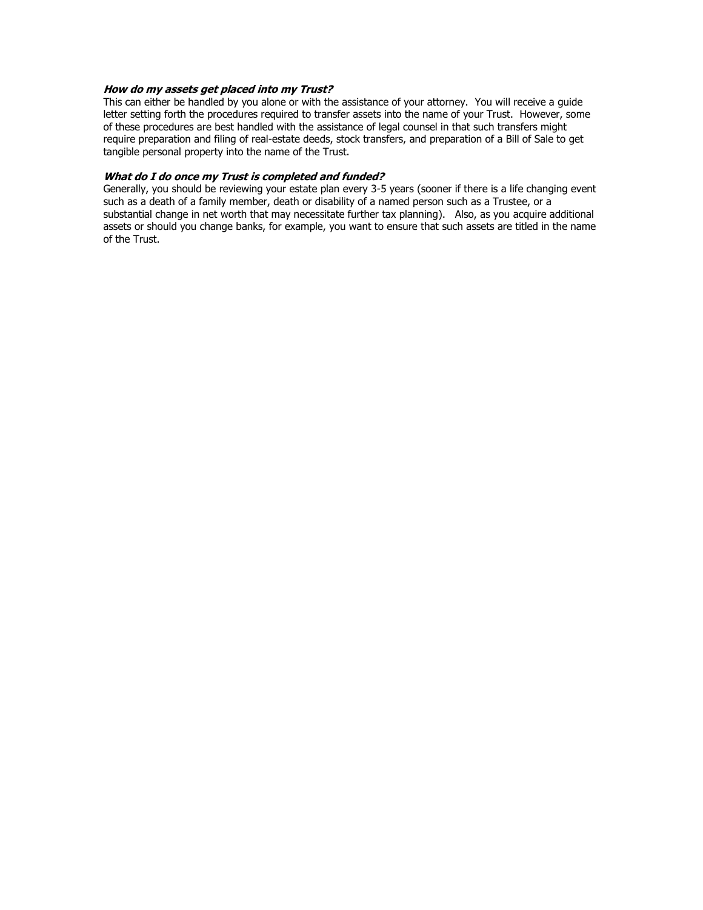***How do my assets get placed into my Trust?***

This can either be handled by you alone or with the assistance of your attorney. You will receive a guide letter setting forth the procedures required to transfer assets into the name of your Trust. However, some of these procedures are best handled with the assistance of legal counsel in that such transfers might require preparation and filing of real-estate deeds, stock transfers, and preparation of a Bill of Sale to get tangible personal property into the name of the Trust.

***What do I do once my Trust is completed and funded?***

Generally, you should be reviewing your estate plan every 3-5 years (sooner if there is a life changing event such as a death of a family member, death or disability of a named person such as a Trustee, or a substantial change in net worth that may necessitate further tax planning). Also, as you acquire additional assets or should you change banks, for example, you want to ensure that such assets are titled in the name of the Trust.